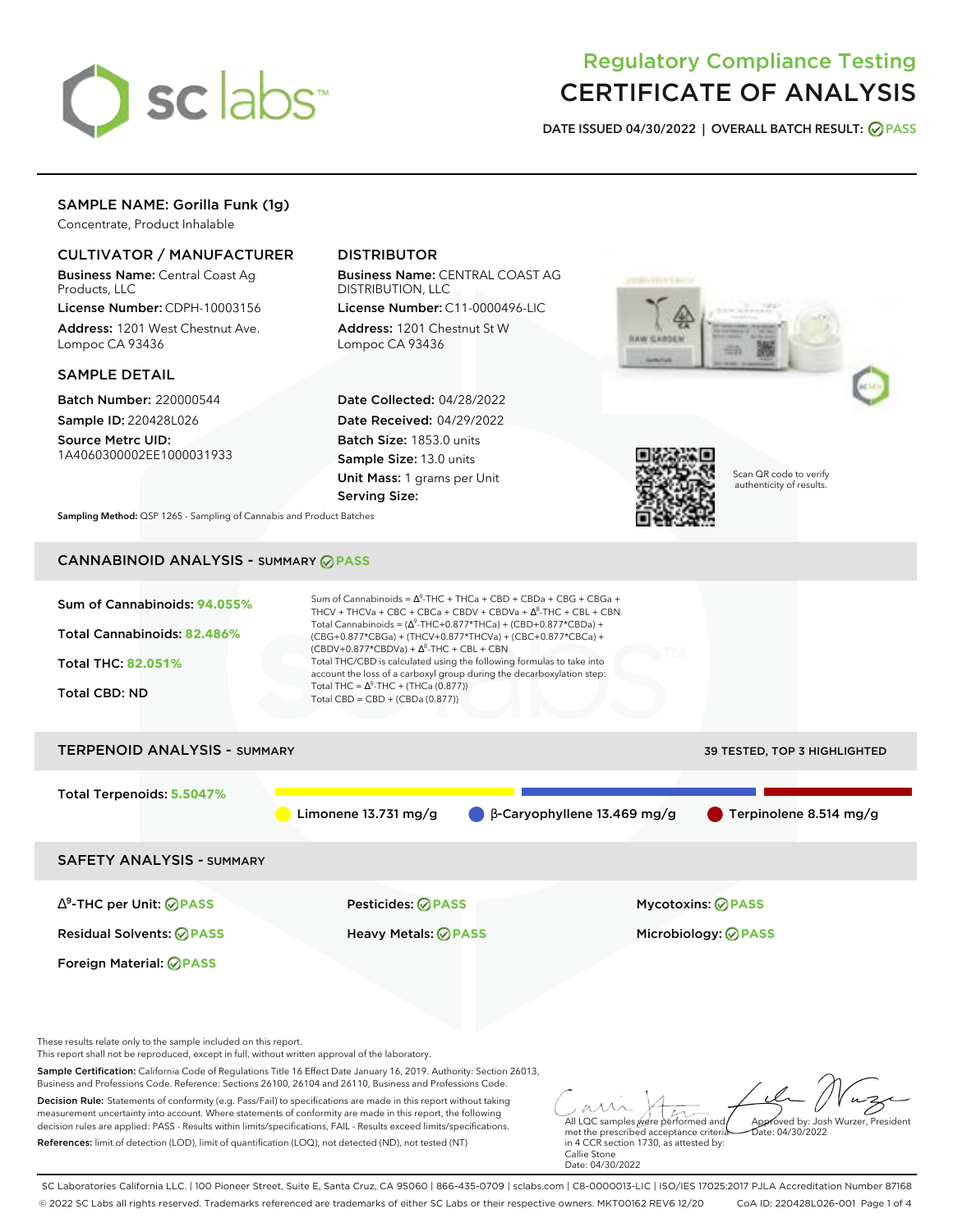# Regulatory Compliance Testing
# CERTIFICATE OF ANALYSIS

**DATE ISSUED 04/30/2022 | OVERALL BATCH RESULT: PASS**

## SAMPLE NAME: Gorilla Funk (1g)

Concentrate, Product Inhalable

### CULTIVATOR / MANUFACTURER

**Business Name:** Central Coast Ag Products, LLC

**License Number:** CDPH-10003156

**Address:** 1201 West Chestnut Ave. Lompoc CA 93436

### DISTRIBUTOR

**Business Name:** CENTRAL COAST AG DISTRIBUTION, LLC

**License Number:** C11-0000496-LIC

**Address:** 1201 Chestnut St W Lompoc CA 93436

### SAMPLE DETAIL

**Batch Number:** 220000544

**Sample ID:** 220428L026

**Source Metrc UID:** 1A4060300002EE1000031933

**Date Collected:** 04/28/2022

**Date Received:** 04/29/2022

**Batch Size:** 1853.0 units

**Sample Size:** 13.0 units

**Unit Mass:** 1 grams per Unit

**Serving Size:**

Scan QR code to verify authenticity of results.

**Sampling Method:** QSP 1265 - Sampling of Cannabis and Product Batches

## CANNABINOID ANALYSIS - SUMMARY PASS

**Sum of Cannabinoids: 94.055%**

**Total Cannabinoids: 82.486%**

**Total THC: 82.051%**

**Total CBD: ND**

Sum of Cannabinoids = $\Delta^9$-THC + THCa + CBD + CBDa + CBG + CBGa + THCV + THCVa + CBC + CBCa + CBDV + CBDVa + $\Delta^8$-THC + CBL + CBN

Total Cannabinoids = ($\Delta^9$-THC+0.877\*THCa) + (CBD+0.877\*CBDa) + (CBG+0.877\*CBGa) + (THCV+0.877\*THCVa) + (CBC+0.877\*CBCa) + (CBDV+0.877\*CBDVa) + $\Delta^8$-THC + CBL + CBN

Total THC/CBD is calculated using the following formulas to take into account the loss of a carboxyl group during the decarboxylation step:

Total THC = $\Delta^9$-THC + (THCa (0.877))

Total CBD = CBD + (CBDa (0.877))

## TERPENOID ANALYSIS - SUMMARY

39 TESTED, TOP 3 HIGHLIGHTED

**Total Terpenoids: 5.5047%**

Limonene 13.731 mg/g | β-Caryophyllene 13.469 mg/g | Terpinolene 8.514 mg/g

## SAFETY ANALYSIS - SUMMARY

| | | |
|---|---|---|
| $\Delta^9$-THC per Unit: PASS | Pesticides: PASS | Mycotoxins: PASS |
| Residual Solvents: PASS | Heavy Metals: PASS | Microbiology: PASS |
| Foreign Material: PASS | | |

These results relate only to the sample included on this report.
This report shall not be reproduced, except in full, without written approval of the laboratory.

**Sample Certification:** California Code of Regulations Title 16 Effect Date January 16, 2019. Authority: Section 26013, Business and Professions Code. Reference: Sections 26100, 26104 and 26110, Business and Professions Code.

**Decision Rule:** Statements of conformity (e.g. Pass/Fail) to specifications are made in this report without taking measurement uncertainty into account. Where statements of conformity are made in this report, the following decision rules are applied: PASS - Results within limits/specifications, FAIL - Results exceed limits/specifications.

**References:** limit of detection (LOD), limit of quantification (LOQ), not detected (ND), not tested (NT)

All LQC samples were performed and met the prescribed acceptance criteria in 4 CCR section 1730, as attested by: Callie Stone Date: 04/30/2022

Approved by: Josh Wurzer, President Date: 04/30/2022

SC Laboratories California LLC. | 100 Pioneer Street, Suite E, Santa Cruz, CA 95060 | 866-435-0709 | sclabs.com | C8-0000013-LIC | ISO/IES 17025:2017 PJLA Accreditation Number 87168
© 2022 SC Labs all rights reserved. Trademarks referenced are trademarks of either SC Labs or their respective owners. MKT00162 REV6 12/20 CoA ID: 220428L026-001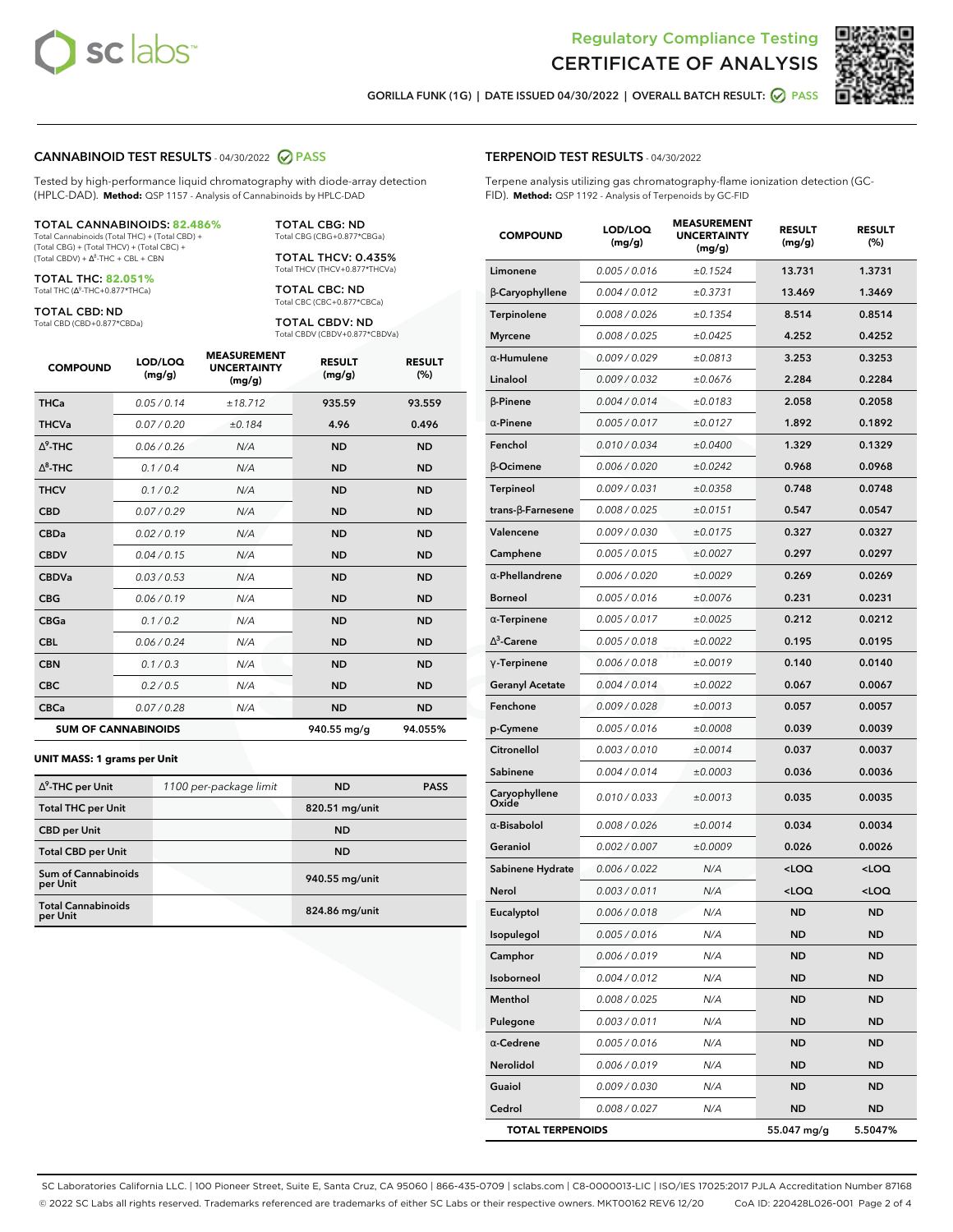# Regulatory Compliance Testing
# CERTIFICATE OF ANALYSIS

GORILLA FUNK (1G) | DATE ISSUED 04/30/2022 | OVERALL BATCH RESULT: PASS

## CANNABINOID TEST RESULTS - 04/30/2022 PASS

Tested by high-performance liquid chromatography with diode-array detection (HPLC-DAD). **Method:** QSP 1157 - Analysis of Cannabinoids by HPLC-DAD

**TOTAL CANNABINOIDS: 82.486%**
Total Cannabinoids (Total THC) + (Total CBD) + (Total CBG) + (Total THCV) + (Total CBC) + (Total CBDV) + $\Delta^8$-THC + CBL + CBN

**TOTAL THC: 82.051%**
Total THC ($\Delta^9$-THC+0.877*THCa)

**TOTAL CBD: ND**
Total CBD (CBD+0.877*CBDa)

**TOTAL CBG: ND**
Total CBG (CBG+0.877*CBGa)

**TOTAL THCV: 0.435%**
Total THCV (THCV+0.877*THCVa)

**TOTAL CBC: ND**
Total CBC (CBC+0.877*CBCa)

**TOTAL CBDV: ND**
Total CBDV (CBDV+0.877*CBDVa)

| COMPOUND | LOD/LOQ (mg/g) | MEASUREMENT UNCERTAINTY (mg/g) | RESULT (mg/g) | RESULT (%) |
|---|---|---|---|---|
| THCa | 0.05 / 0.14 | ±18.712 | 935.59 | 93.559 |
| THCVa | 0.07 / 0.20 | ±0.184 | 4.96 | 0.496 |
| $\Delta^9$-THC | 0.06 / 0.26 | N/A | ND | ND |
| $\Delta^8$-THC | 0.1 / 0.4 | N/A | ND | ND |
| THCV | 0.1 / 0.2 | N/A | ND | ND |
| CBD | 0.07 / 0.29 | N/A | ND | ND |
| CBDa | 0.02 / 0.19 | N/A | ND | ND |
| CBDV | 0.04 / 0.15 | N/A | ND | ND |
| CBDVa | 0.03 / 0.53 | N/A | ND | ND |
| CBG | 0.06 / 0.19 | N/A | ND | ND |
| CBGa | 0.1 / 0.2 | N/A | ND | ND |
| CBL | 0.06 / 0.24 | N/A | ND | ND |
| CBN | 0.1 / 0.3 | N/A | ND | ND |
| CBC | 0.2 / 0.5 | N/A | ND | ND |
| CBCa | 0.07 / 0.28 | N/A | ND | ND |
| **SUM OF CANNABINOIDS** | | | 940.55 mg/g | 94.055% |

**UNIT MASS: 1 grams per Unit**

| | | | |
|---|---|---|---|
| $\Delta^9$-THC per Unit | 1100 per-package limit | ND | PASS |
| Total THC per Unit | | 820.51 mg/unit | |
| CBD per Unit | | ND | |
| Total CBD per Unit | | ND | |
| Sum of Cannabinoids per Unit | | 940.55 mg/unit | |
| Total Cannabinoids per Unit | | 824.86 mg/unit | |

## TERPENOID TEST RESULTS - 04/30/2022

Terpene analysis utilizing gas chromatography-flame ionization detection (GC-FID). **Method:** QSP 1192 - Analysis of Terpenoids by GC-FID

| COMPOUND | LOD/LOQ (mg/g) | MEASUREMENT UNCERTAINTY (mg/g) | RESULT (mg/g) | RESULT (%) |
|---|---|---|---|---|
| Limonene | 0.005 / 0.016 | ±0.1524 | 13.731 | 1.3731 |
| β-Caryophyllene | 0.004 / 0.012 | ±0.3731 | 13.469 | 1.3469 |
| Terpinolene | 0.008 / 0.026 | ±0.1354 | 8.514 | 0.8514 |
| Myrcene | 0.008 / 0.025 | ±0.0425 | 4.252 | 0.4252 |
| α-Humulene | 0.009 / 0.029 | ±0.0813 | 3.253 | 0.3253 |
| Linalool | 0.009 / 0.032 | ±0.0676 | 2.284 | 0.2284 |
| β-Pinene | 0.004 / 0.014 | ±0.0183 | 2.058 | 0.2058 |
| α-Pinene | 0.005 / 0.017 | ±0.0127 | 1.892 | 0.1892 |
| Fenchol | 0.010 / 0.034 | ±0.0400 | 1.329 | 0.1329 |
| β-Ocimene | 0.006 / 0.020 | ±0.0242 | 0.968 | 0.0968 |
| Terpineol | 0.009 / 0.031 | ±0.0358 | 0.748 | 0.0748 |
| trans-β-Farnesene | 0.008 / 0.025 | ±0.0151 | 0.547 | 0.0547 |
| Valencene | 0.009 / 0.030 | ±0.0175 | 0.327 | 0.0327 |
| Camphene | 0.005 / 0.015 | ±0.0027 | 0.297 | 0.0297 |
| α-Phellandrene | 0.006 / 0.020 | ±0.0029 | 0.269 | 0.0269 |
| Borneol | 0.005 / 0.016 | ±0.0076 | 0.231 | 0.0231 |
| α-Terpinene | 0.005 / 0.017 | ±0.0025 | 0.212 | 0.0212 |
| $\Delta^3$-Carene | 0.005 / 0.018 | ±0.0022 | 0.195 | 0.0195 |
| γ-Terpinene | 0.006 / 0.018 | ±0.0019 | 0.140 | 0.0140 |
| Geranyl Acetate | 0.004 / 0.014 | ±0.0022 | 0.067 | 0.0067 |
| Fenchone | 0.009 / 0.028 | ±0.0013 | 0.057 | 0.0057 |
| p-Cymene | 0.005 / 0.016 | ±0.0008 | 0.039 | 0.0039 |
| Citronellol | 0.003 / 0.010 | ±0.0014 | 0.037 | 0.0037 |
| Sabinene | 0.004 / 0.014 | ±0.0003 | 0.036 | 0.0036 |
| Caryophyllene Oxide | 0.010 / 0.033 | ±0.0013 | 0.035 | 0.0035 |
| α-Bisabolol | 0.008 / 0.026 | ±0.0014 | 0.034 | 0.0034 |
| Geraniol | 0.002 / 0.007 | ±0.0009 | 0.026 | 0.0026 |
| Sabinene Hydrate | 0.006 / 0.022 | N/A | <LOQ | <LOQ |
| Nerol | 0.003 / 0.011 | N/A | <LOQ | <LOQ |
| Eucalyptol | 0.006 / 0.018 | N/A | ND | ND |
| Isopulegol | 0.005 / 0.016 | N/A | ND | ND |
| Camphor | 0.006 / 0.019 | N/A | ND | ND |
| Isoborneol | 0.004 / 0.012 | N/A | ND | ND |
| Menthol | 0.008 / 0.025 | N/A | ND | ND |
| Pulegone | 0.003 / 0.011 | N/A | ND | ND |
| α-Cedrene | 0.005 / 0.016 | N/A | ND | ND |
| Nerolidol | 0.006 / 0.019 | N/A | ND | ND |
| Guaiol | 0.009 / 0.030 | N/A | ND | ND |
| Cedrol | 0.008 / 0.027 | N/A | ND | ND |
| **TOTAL TERPENOIDS** | | | 55.047 mg/g | 5.5047% |

SC Laboratories California LLC. | 100 Pioneer Street, Suite E, Santa Cruz, CA 95060 | 866-435-0709 | sclabs.com | C8-0000013-LIC | ISO/IES 17025:2017 PJLA Accreditation Number 87168
© 2022 SC Labs all rights reserved. Trademarks referenced are trademarks of either SC Labs or their respective owners. MKT00162 REV6 12/20 CoA ID: 220428L026-001